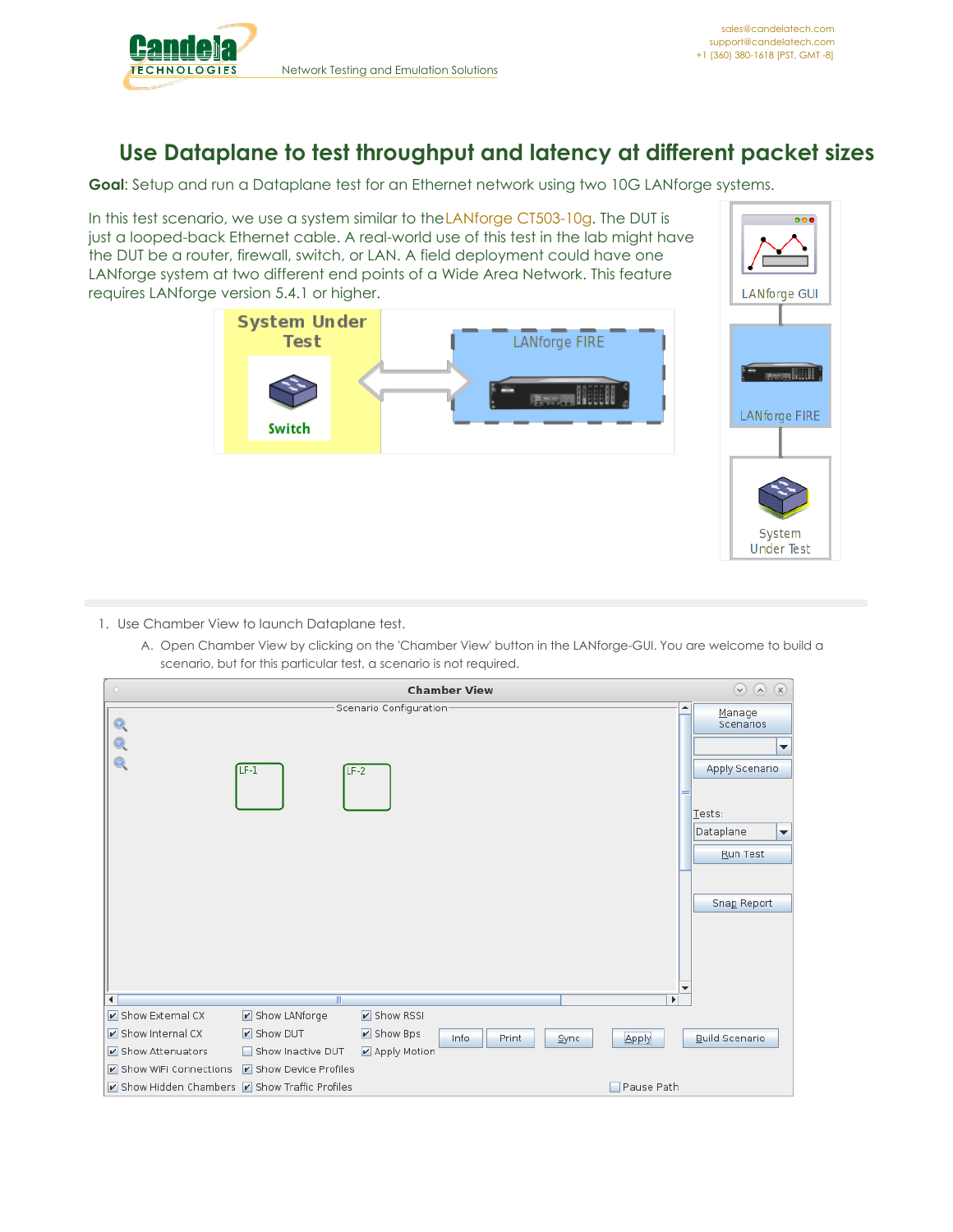# Use Dataplane to test throughput and latency at different packet sizes

**Goal**: Setup and run a Dataplane test for an Ethernet network using two 10G LANforge systems.

In this test scenario, we use a system similar to the LANforge CT503-10g. The DUT is just a looped-back Ethernet cable. A real-world use of this test in the lab might have the DUT be a router, firewall, switch, or LAN. A field deployment could have one LANforge system at two different end points of a Wide Area Network. This feature requires LANforge version 5.4.1 or higher.

1. Use Chamber View to launch Dataplane test.
   A. Open Chamber View by clicking on the 'Chamber View' button in the LANforge-GUI. You are welcome to build a scenario, but for this particular test, a scenario is not required.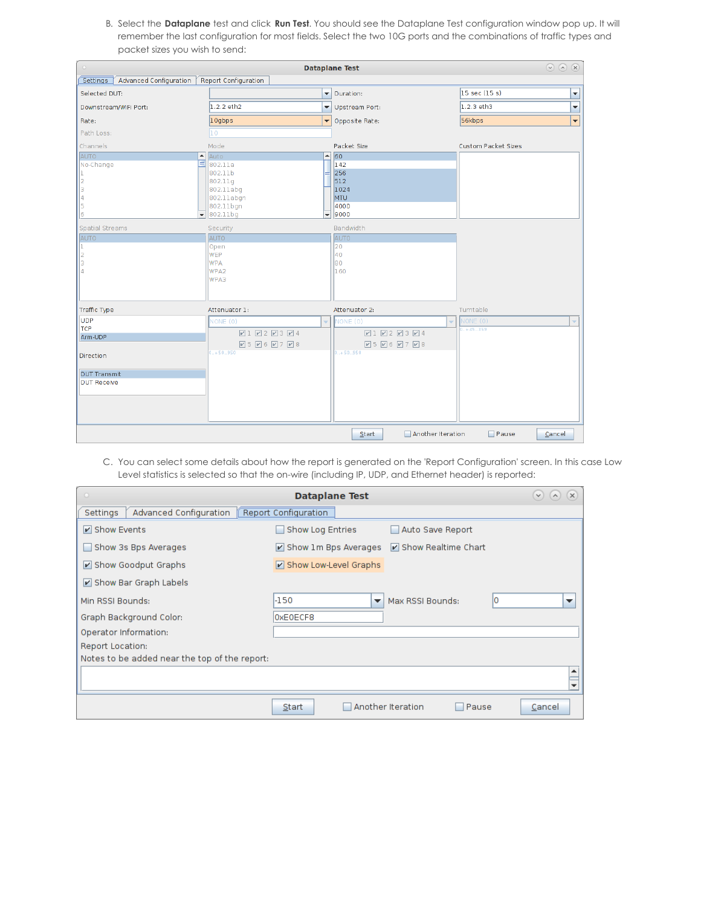B. Select the **Dataplane** test and click **Run Test**. You should see the Dataplane Test configuration window pop up. It will remember the last configuration for most fields. Select the two 10G ports and the combinations of traffic types and packet sizes you wish to send:

C. You can select some details about how the report is generated on the 'Report Configuration' screen. In this case Low Level statistics is selected so that the on-wire (including IP, UDP, and Ethernet header) is reported: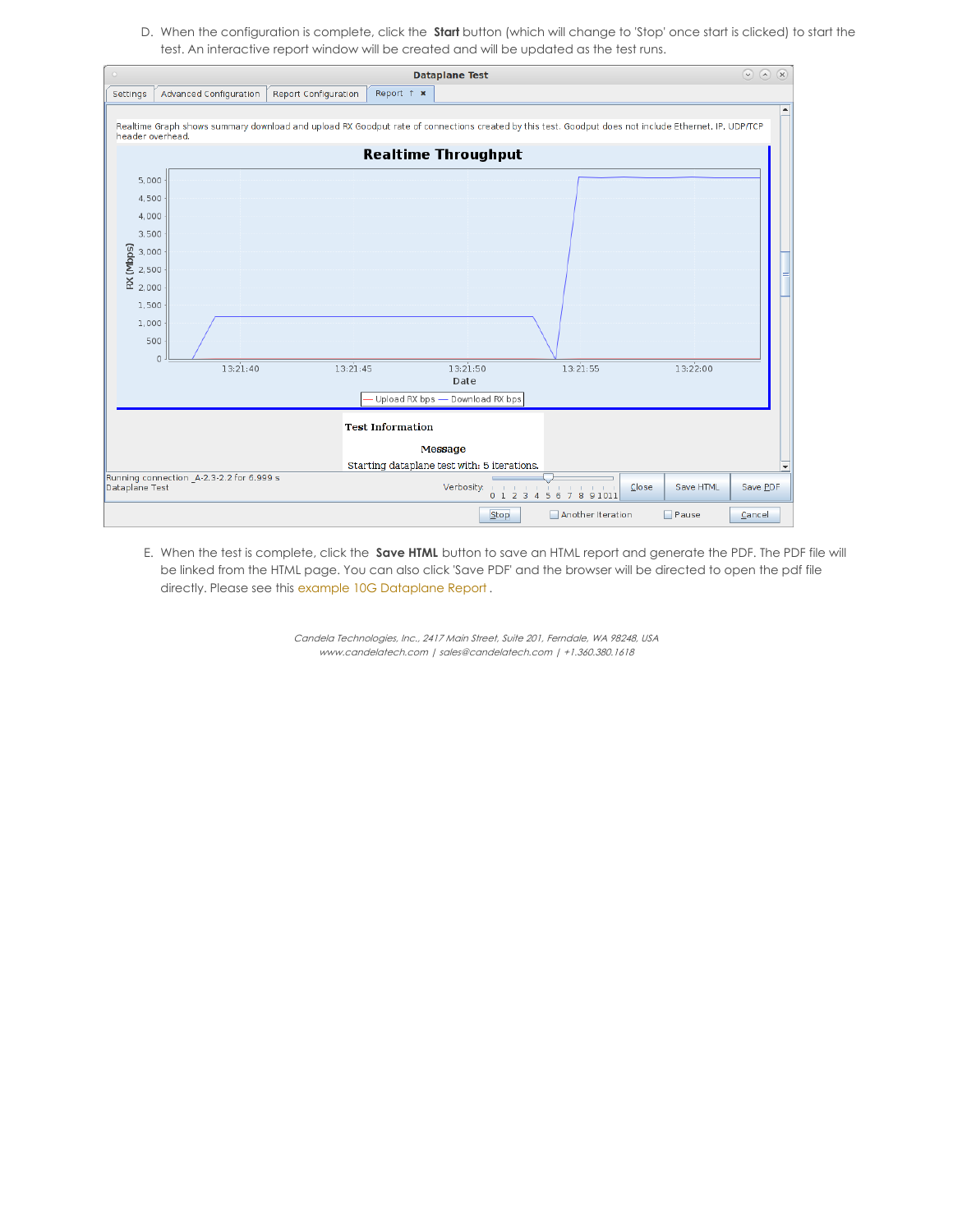D. When the configuration is complete, click the **Start** button (which will change to 'Stop' once start is clicked) to start the test. An interactive report window will be created and will be updated as the test runs.

Dataplane Test

Settings | Advanced Configuration | Report Configuration | Report

Realtime Graph shows summary download and upload RX Goodput rate of connections created by this test. Goodput does not include Ethernet, IP, UDP/TCP header overhead.

Realtime Throughput

RX (Mbps)

5,000
4,500
4,000
3,500
3,000
2,500
2,000
1,500
1,000
500
0

13:21:40
13:21:45
13:21:50
13:21:55
13:22:00

Date

Upload RX bps — Download RX bps

Test Information

Message

Starting dataplane test with: 5 iterations.

Running connection _A-2.3-2.2 for 6.999 s
Dataplane Test

Verbosity: 0 1 2 3 4 5 6 7 8 9 10 11

Close | Save HTML | Save PDF

Stop | Another Iteration | Pause | Cancel

E. When the test is complete, click the **Save HTML** button to save an HTML report and generate the PDF. The PDF file will be linked from the HTML page. You can also click 'Save PDF' and the browser will be directed to open the pdf file directly. Please see this example 10G Dataplane Report .

*Candela Technologies, Inc., 2417 Main Street, Suite 201, Ferndale, WA 98248, USA*
*www.candelatech.com | sales@candelatech.com | +1.360.380.1618*